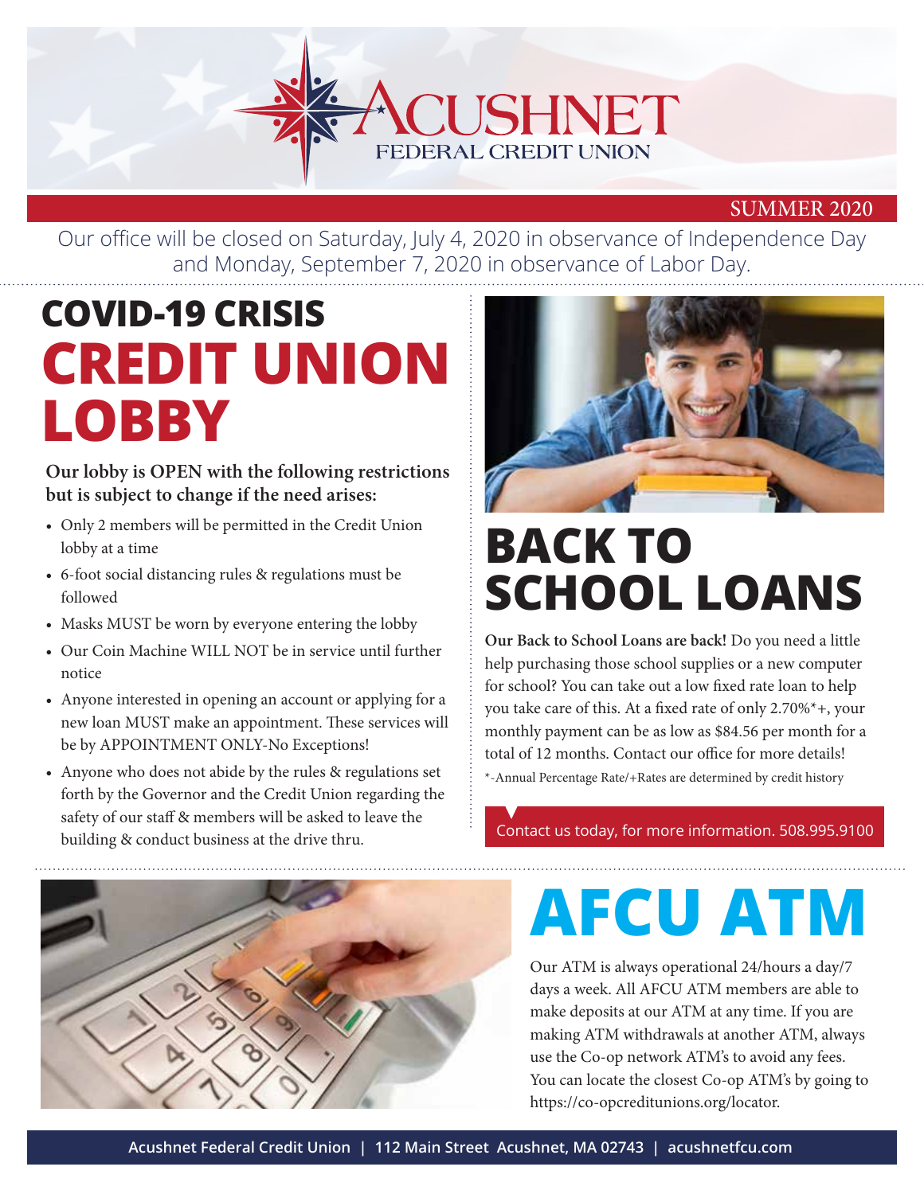# ACUSHNET FEDERAL CREDIT UNION

SUMMER 2020

Our office will be closed on Saturday, July 4, 2020 in observance of Independence Day and Monday, September 7, 2020 in observance of Labor Day.

## COVID-19 CRISIS CREDIT UNION LOBBY

**Our lobby is OPEN with the following restrictions but is subject to change if the need arises:**

- Only 2 members will be permitted in the Credit Union lobby at a time
- 6-foot social distancing rules & regulations must be followed
- Masks MUST be worn by everyone entering the lobby
- Our Coin Machine WILL NOT be in service until further notice
- Anyone interested in opening an account or applying for a new loan MUST make an appointment. These services will be by APPOINTMENT ONLY-No Exceptions!
- Anyone who does not abide by the rules & regulations set forth by the Governor and the Credit Union regarding the safety of our staff & members will be asked to leave the building & conduct business at the drive thru.

## BACK TO SCHOOL LOANS

**Our Back to School Loans are back!** Do you need a little help purchasing those school supplies or a new computer for school? You can take out a low fixed rate loan to help you take care of this. At a fixed rate of only 2.70%*+, your monthly payment can be as low as $84.56 per month for a total of 12 months. Contact our office for more details!

*-Annual Percentage Rate/+Rates are determined by credit history

Contact us today, for more information. 508.995.9100

## AFCU ATM

Our ATM is always operational 24/hours a day/7 days a week. All AFCU ATM members are able to make deposits at our ATM at any time. If you are making ATM withdrawals at another ATM, always use the Co-op network ATM's to avoid any fees. You can locate the closest Co-op ATM's by going to https://co-opcreditunions.org/locator.

Acushnet Federal Credit Union | 112 Main Street Acushnet, MA 02743 | acushnetfcu.com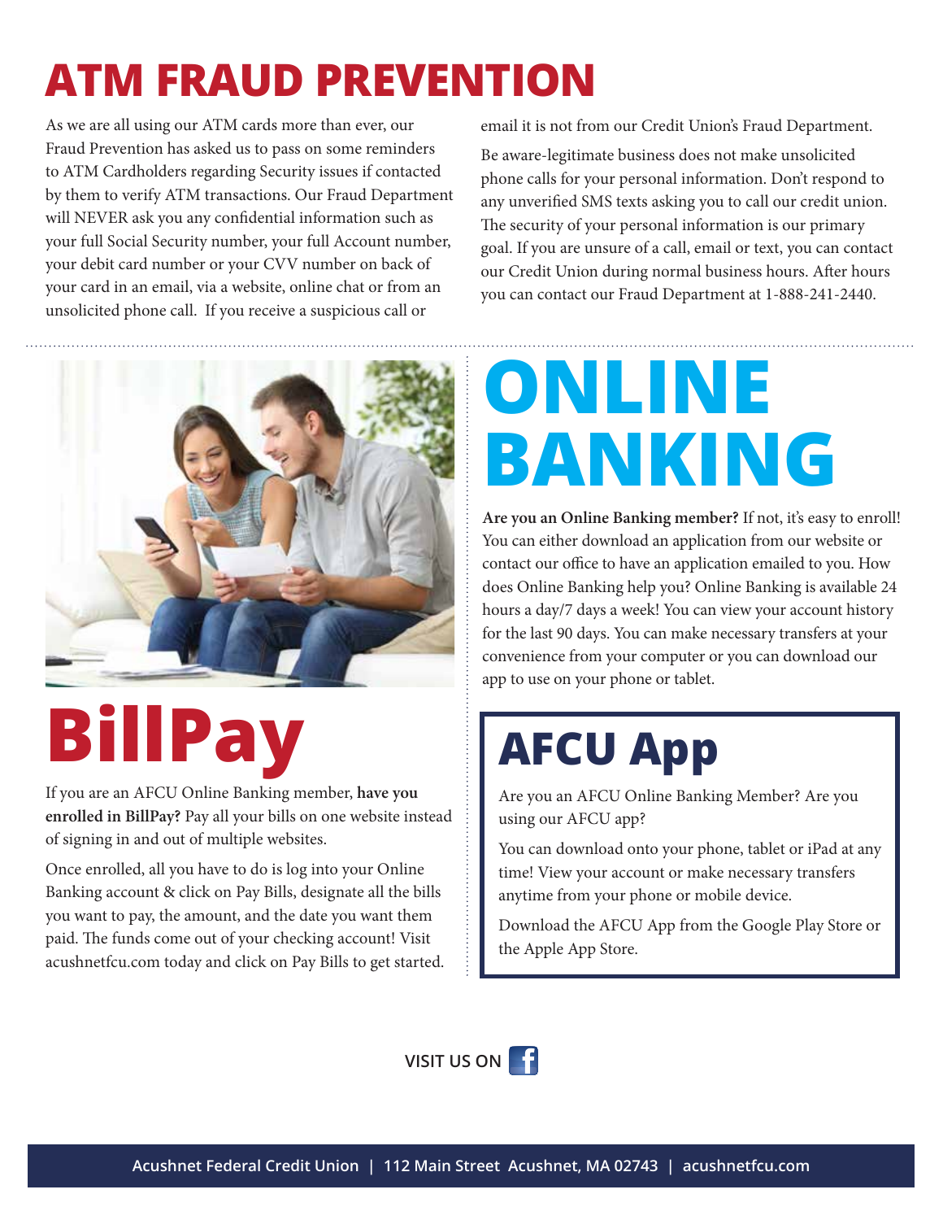# ATM FRAUD PREVENTION

As we are all using our ATM cards more than ever, our Fraud Prevention has asked us to pass on some reminders to ATM Cardholders regarding Security issues if contacted by them to verify ATM transactions. Our Fraud Department will NEVER ask you any confidential information such as your full Social Security number, your full Account number, your debit card number or your CVV number on back of your card in an email, via a website, online chat or from an unsolicited phone call. If you receive a suspicious call or email it is not from our Credit Union's Fraud Department.

Be aware-legitimate business does not make unsolicited phone calls for your personal information. Don't respond to any unverified SMS texts asking you to call our credit union. The security of your personal information is our primary goal. If you are unsure of a call, email or text, you can contact our Credit Union during normal business hours. After hours you can contact our Fraud Department at 1-888-241-2440.

# BillPay

If you are an AFCU Online Banking member, **have you enrolled in BillPay?** Pay all your bills on one website instead of signing in and out of multiple websites.

Once enrolled, all you have to do is log into your Online Banking account & click on Pay Bills, designate all the bills you want to pay, the amount, and the date you want them paid. The funds come out of your checking account! Visit acushnetfcu.com today and click on Pay Bills to get started.

# ONLINE BANKING

**Are you an Online Banking member?** If not, it's easy to enroll! You can either download an application from our website or contact our office to have an application emailed to you. How does Online Banking help you? Online Banking is available 24 hours a day/7 days a week! You can view your account history for the last 90 days. You can make necessary transfers at your convenience from your computer or you can download our app to use on your phone or tablet.

## AFCU App

Are you an AFCU Online Banking Member? Are you using our AFCU app?

You can download onto your phone, tablet or iPad at any time! View your account or make necessary transfers anytime from your phone or mobile device.

Download the AFCU App from the Google Play Store or the Apple App Store.

VISIT US ON

Acushnet Federal Credit Union | 112 Main Street Acushnet, MA 02743 | acushnetfcu.com